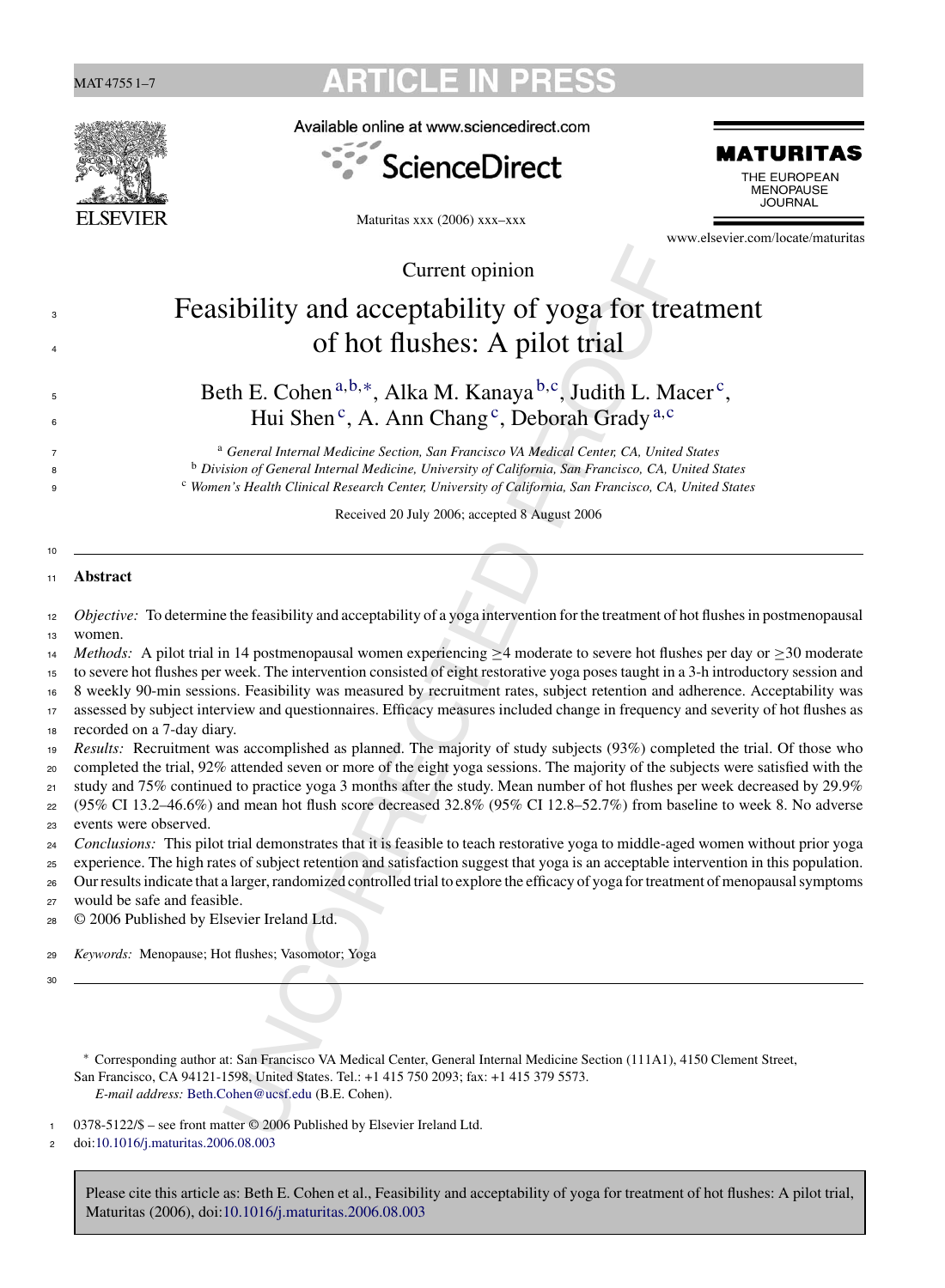Current opinion

# Feasibility and acceptability of yoga for treatment of hot flushes: A pilot trial

Beth E. Cohen[a,b,*], Alka M. Kanaya[b,c], Judith L. Macer[c], Hui Shen[c], A. Ann Chang[c], Deborah Grady[a,c]

[a] *General Internal Medicine Section, San Francisco VA Medical Center, CA, United States*
[b] *Division of General Internal Medicine, University of California, San Francisco, CA, United States*
[c] *Women's Health Clinical Research Center, University of California, San Francisco, CA, United States*

Received 20 July 2006; accepted 8 August 2006

## Abstract

*Objective:* To determine the feasibility and acceptability of a yoga intervention for the treatment of hot flushes in postmenopausal women.

*Methods:* A pilot trial in 14 postmenopausal women experiencing $\geq 4$ moderate to severe hot flushes per day or $\geq 30$ moderate to severe hot flushes per week. The intervention consisted of eight restorative yoga poses taught in a 3-h introductory session and 8 weekly 90-min sessions. Feasibility was measured by recruitment rates, subject retention and adherence. Acceptability was assessed by subject interview and questionnaires. Efficacy measures included change in frequency and severity of hot flushes as recorded on a 7-day diary.

*Results:* Recruitment was accomplished as planned. The majority of study subjects (93%) completed the trial. Of those who completed the trial, 92% attended seven or more of the eight yoga sessions. The majority of the subjects were satisfied with the study and 75% continued to practice yoga 3 months after the study. Mean number of hot flushes per week decreased by 29.9% (95% CI 13.2–46.6%) and mean hot flush score decreased 32.8% (95% CI 12.8–52.7%) from baseline to week 8. No adverse events were observed.

*Conclusions:* This pilot trial demonstrates that it is feasible to teach restorative yoga to middle-aged women without prior yoga experience. The high rates of subject retention and satisfaction suggest that yoga is an acceptable intervention in this population. Our results indicate that a larger, randomized controlled trial to explore the efficacy of yoga for treatment of menopausal symptoms would be safe and feasible.

© 2006 Published by Elsevier Ireland Ltd.

*Keywords:* Menopause; Hot flushes; Vasomotor; Yoga

---

\* Corresponding author at: San Francisco VA Medical Center, General Internal Medicine Section (111A1), 4150 Clement Street, San Francisco, CA 94121-1598, United States. Tel.: +1 415 750 2093; fax: +1 415 379 5573.
*E-mail address:* Beth.Cohen@ucsf.edu (B.E. Cohen).

0378-5122/$ – see front matter © 2006 Published by Elsevier Ireland Ltd.
doi:10.1016/j.maturitas.2006.08.003

Please cite this article as: Beth E. Cohen et al., Feasibility and acceptability of yoga for treatment of hot flushes: A pilot trial, Maturitas (2006), doi:10.1016/j.maturitas.2006.08.003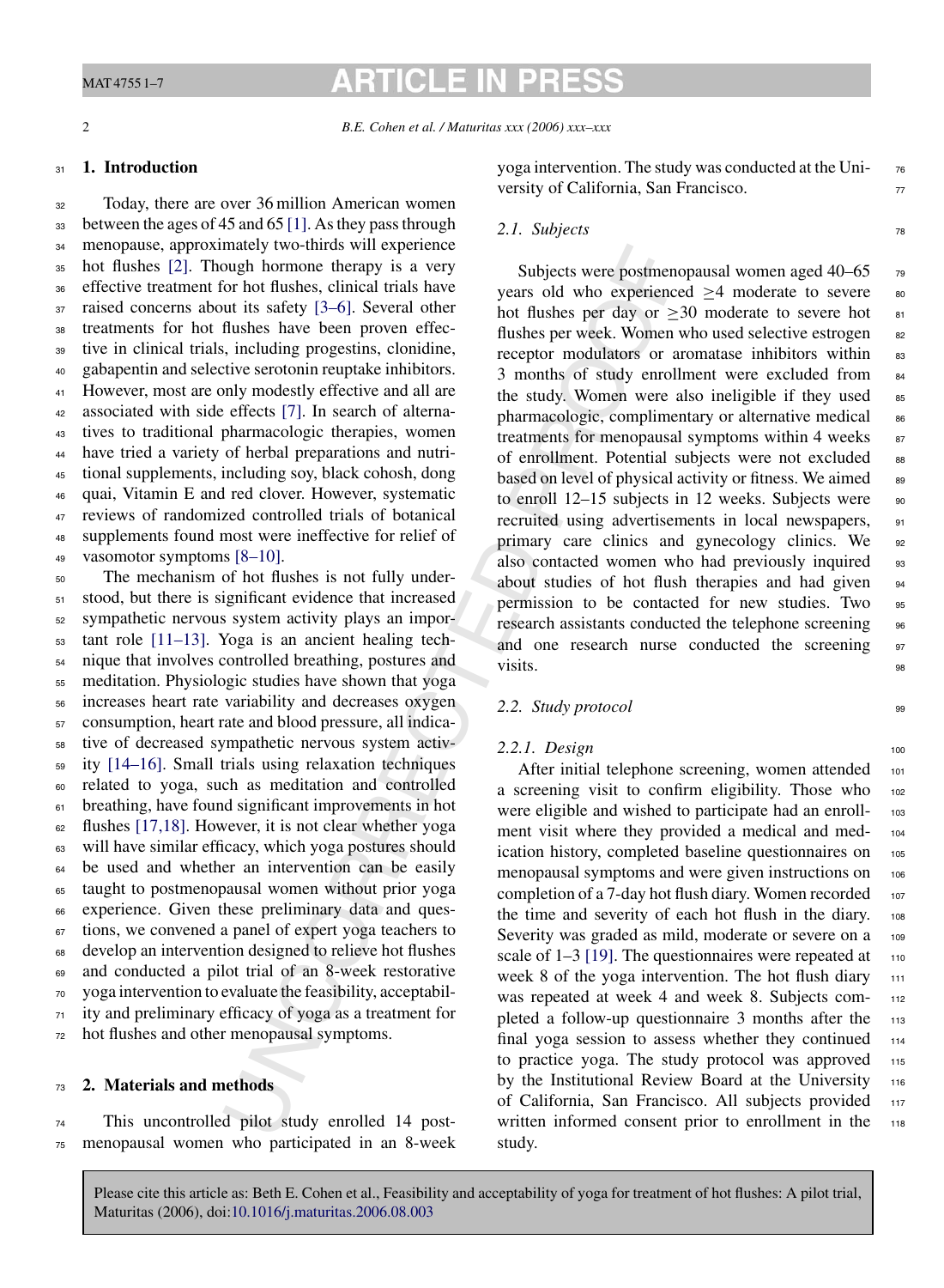## 1. Introduction

Today, there are over 36 million American women between the ages of 45 and 65 [1]. As they pass through menopause, approximately two-thirds will experience hot flushes [2]. Though hormone therapy is a very effective treatment for hot flushes, clinical trials have raised concerns about its safety [3–6]. Several other treatments for hot flushes have been proven effective in clinical trials, including progestins, clonidine, gabapentin and selective serotonin reuptake inhibitors. However, most are only modestly effective and all are associated with side effects [7]. In search of alternatives to traditional pharmacologic therapies, women have tried a variety of herbal preparations and nutritional supplements, including soy, black cohosh, dong quai, Vitamin E and red clover. However, systematic reviews of randomized controlled trials of botanical supplements found most were ineffective for relief of vasomotor symptoms [8–10].

The mechanism of hot flushes is not fully understood, but there is significant evidence that increased sympathetic nervous system activity plays an important role [11–13]. Yoga is an ancient healing technique that involves controlled breathing, postures and meditation. Physiologic studies have shown that yoga increases heart rate variability and decreases oxygen consumption, heart rate and blood pressure, all indicative of decreased sympathetic nervous system activity [14–16]. Small trials using relaxation techniques related to yoga, such as meditation and controlled breathing, have found significant improvements in hot flushes [17,18]. However, it is not clear whether yoga will have similar efficacy, which yoga postures should be used and whether an intervention can be easily taught to postmenopausal women without prior yoga experience. Given these preliminary data and questions, we convened a panel of expert yoga teachers to develop an intervention designed to relieve hot flushes and conducted a pilot trial of an 8-week restorative yoga intervention to evaluate the feasibility, acceptability and preliminary efficacy of yoga as a treatment for hot flushes and other menopausal symptoms.

## 2. Materials and methods

This uncontrolled pilot study enrolled 14 postmenopausal women who participated in an 8-week yoga intervention. The study was conducted at the University of California, San Francisco.

### 2.1. Subjects

Subjects were postmenopausal women aged 40–65 years old who experienced ≥4 moderate to severe hot flushes per day or ≥30 moderate to severe hot flushes per week. Women who used selective estrogen receptor modulators or aromatase inhibitors within 3 months of study enrollment were excluded from the study. Women were also ineligible if they used pharmacologic, complimentary or alternative medical treatments for menopausal symptoms within 4 weeks of enrollment. Potential subjects were not excluded based on level of physical activity or fitness. We aimed to enroll 12–15 subjects in 12 weeks. Subjects were recruited using advertisements in local newspapers, primary care clinics and gynecology clinics. We also contacted women who had previously inquired about studies of hot flush therapies and had given permission to be contacted for new studies. Two research assistants conducted the telephone screening and one research nurse conducted the screening visits.

### 2.2. Study protocol

#### 2.2.1. Design

After initial telephone screening, women attended a screening visit to confirm eligibility. Those who were eligible and wished to participate had an enrollment visit where they provided a medical and medication history, completed baseline questionnaires on menopausal symptoms and were given instructions on completion of a 7-day hot flush diary. Women recorded the time and severity of each hot flush in the diary. Severity was graded as mild, moderate or severe on a scale of 1–3 [19]. The questionnaires were repeated at week 8 of the yoga intervention. The hot flush diary was repeated at week 4 and week 8. Subjects completed a follow-up questionnaire 3 months after the final yoga session to assess whether they continued to practice yoga. The study protocol was approved by the Institutional Review Board at the University of California, San Francisco. All subjects provided written informed consent prior to enrollment in the study.

Please cite this article as: Beth E. Cohen et al., Feasibility and acceptability of yoga for treatment of hot flushes: A pilot trial, Maturitas (2006), doi:10.1016/j.maturitas.2006.08.003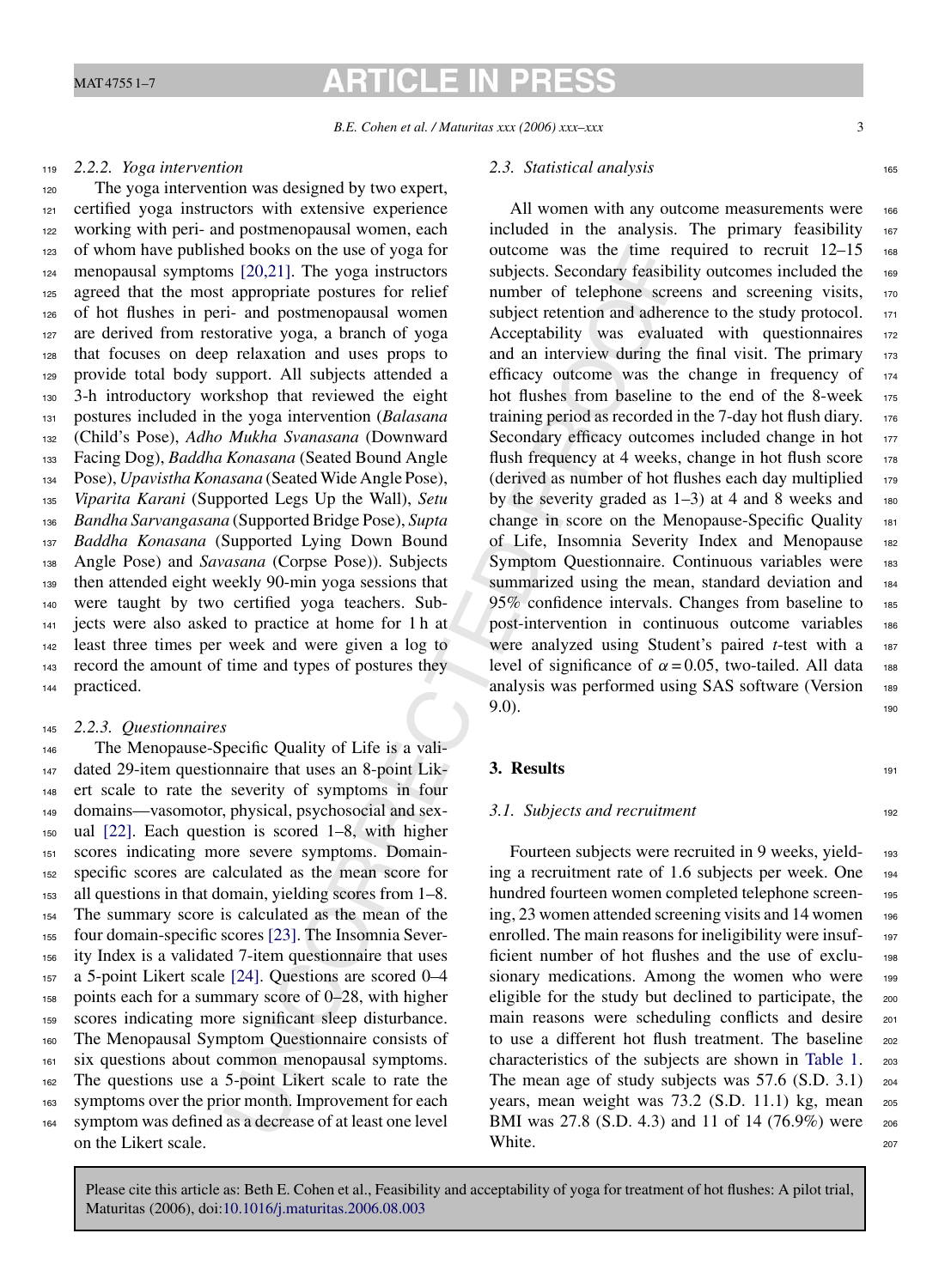#### 2.2.2. Yoga intervention

The yoga intervention was designed by two expert, certified yoga instructors with extensive experience working with peri- and postmenopausal women, each of whom have published books on the use of yoga for menopausal symptoms [20,21]. The yoga instructors agreed that the most appropriate postures for relief of hot flushes in peri- and postmenopausal women are derived from restorative yoga, a branch of yoga that focuses on deep relaxation and uses props to provide total body support. All subjects attended a 3-h introductory workshop that reviewed the eight postures included in the yoga intervention (*Balasana* (Child's Pose), *Adho Mukha Svanasana* (Downward Facing Dog), *Baddha Konasana* (Seated Bound Angle Pose), *Upavistha Konasana* (Seated Wide Angle Pose), *Viparita Karani* (Supported Legs Up the Wall), *Setu Bandha Sarvangasana* (Supported Bridge Pose), *Supta Baddha Konasana* (Supported Lying Down Bound Angle Pose) and *Savasana* (Corpse Pose)). Subjects then attended eight weekly 90-min yoga sessions that were taught by two certified yoga teachers. Subjects were also asked to practice at home for 1 h at least three times per week and were given a log to record the amount of time and types of postures they practiced.

#### 2.2.3. Questionnaires

The Menopause-Specific Quality of Life is a validated 29-item questionnaire that uses an 8-point Likert scale to rate the severity of symptoms in four domains—vasomotor, physical, psychosocial and sexual [22]. Each question is scored 1–8, with higher scores indicating more severe symptoms. Domain-specific scores are calculated as the mean score for all questions in that domain, yielding scores from 1–8. The summary score is calculated as the mean of the four domain-specific scores [23]. The Insomnia Severity Index is a validated 7-item questionnaire that uses a 5-point Likert scale [24]. Questions are scored 0–4 points each for a summary score of 0–28, with higher scores indicating more significant sleep disturbance. The Menopausal Symptom Questionnaire consists of six questions about common menopausal symptoms. The questions use a 5-point Likert scale to rate the symptoms over the prior month. Improvement for each symptom was defined as a decrease of at least one level on the Likert scale.

### 2.3. Statistical analysis

All women with any outcome measurements were included in the analysis. The primary feasibility outcome was the time required to recruit 12–15 subjects. Secondary feasibility outcomes included the number of telephone screens and screening visits, subject retention and adherence to the study protocol. Acceptability was evaluated with questionnaires and an interview during the final visit. The primary efficacy outcome was the change in frequency of hot flushes from baseline to the end of the 8-week training period as recorded in the 7-day hot flush diary. Secondary efficacy outcomes included change in hot flush frequency at 4 weeks, change in hot flush score (derived as number of hot flushes each day multiplied by the severity graded as 1–3) at 4 and 8 weeks and change in score on the Menopause-Specific Quality of Life, Insomnia Severity Index and Menopause Symptom Questionnaire. Continuous variables were summarized using the mean, standard deviation and 95% confidence intervals. Changes from baseline to post-intervention in continuous outcome variables were analyzed using Student's paired *t*-test with a level of significance of $\alpha = 0.05$, two-tailed. All data analysis was performed using SAS software (Version 9.0).

## 3. Results

### 3.1. Subjects and recruitment

Fourteen subjects were recruited in 9 weeks, yielding a recruitment rate of 1.6 subjects per week. One hundred fourteen women completed telephone screening, 23 women attended screening visits and 14 women enrolled. The main reasons for ineligibility were insufficient number of hot flushes and the use of exclusionary medications. Among the women who were eligible for the study but declined to participate, the main reasons were scheduling conflicts and desire to use a different hot flush treatment. The baseline characteristics of the subjects are shown in Table 1. The mean age of study subjects was 57.6 (S.D. 3.1) years, mean weight was 73.2 (S.D. 11.1) kg, mean BMI was 27.8 (S.D. 4.3) and 11 of 14 (76.9%) were White.

Please cite this article as: Beth E. Cohen et al., Feasibility and acceptability of yoga for treatment of hot flushes: A pilot trial, Maturitas (2006), doi:10.1016/j.maturitas.2006.08.003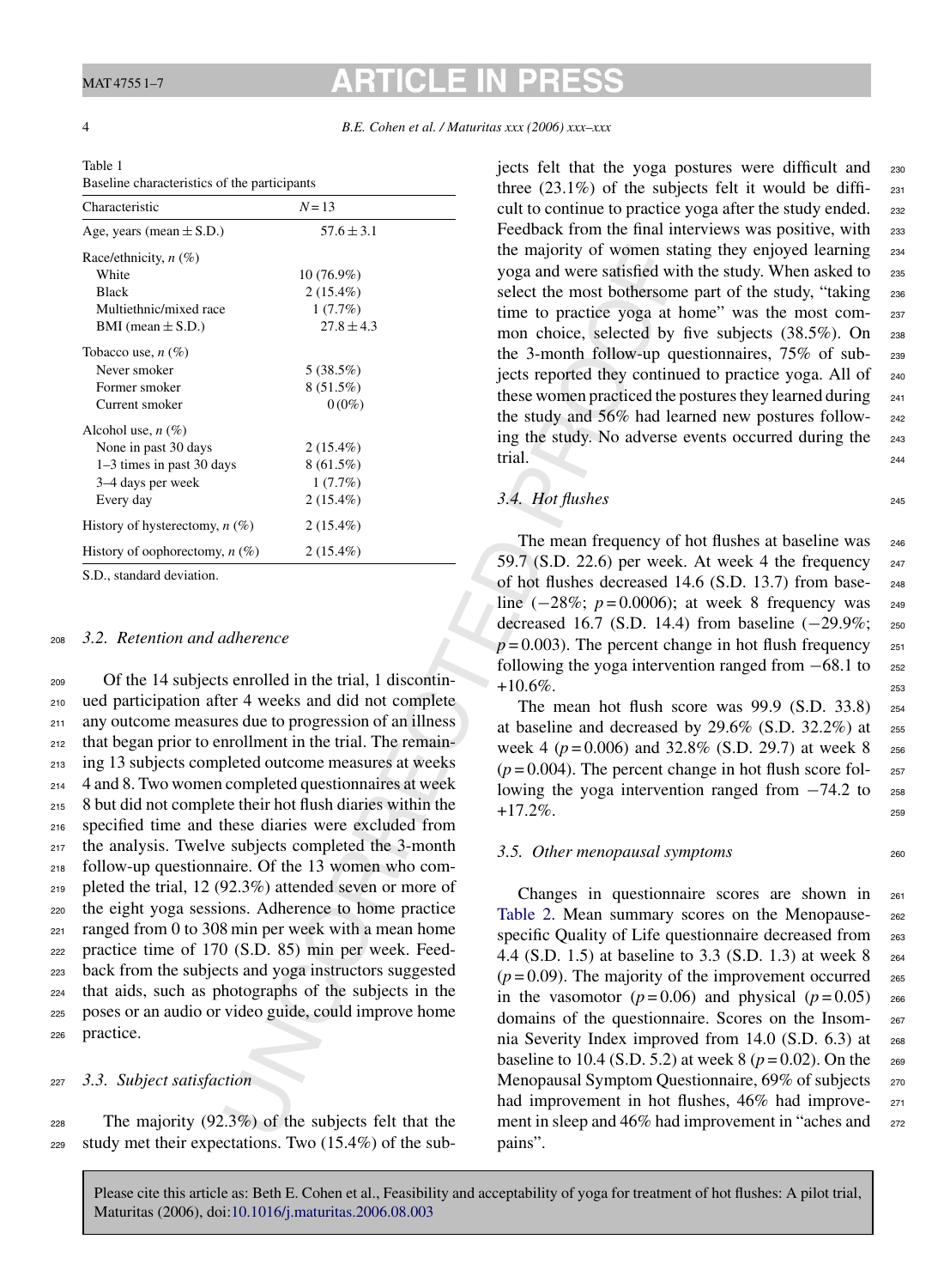Table 1
Baseline characteristics of the participants

| Characteristic | $N=13$ |
|---|---|
| Age, years (mean ± S.D.) | 57.6 ± 3.1 |
| Race/ethnicity, $n$ (%) | |
| White | 10 (76.9%) |
| Black | 2 (15.4%) |
| Multiethnic/mixed race | 1 (7.7%) |
| BMI (mean ± S.D.) | 27.8 ± 4.3 |
| Tobacco use, $n$ (%) | |
| Never smoker | 5 (38.5%) |
| Former smoker | 8 (51.5%) |
| Current smoker | 0 (0%) |
| Alcohol use, $n$ (%) | |
| None in past 30 days | 2 (15.4%) |
| 1–3 times in past 30 days | 8 (61.5%) |
| 3–4 days per week | 1 (7.7%) |
| Every day | 2 (15.4%) |
| History of hysterectomy, $n$ (%) | 2 (15.4%) |
| History of oophorectomy, $n$ (%) | 2 (15.4%) |

S.D., standard deviation.

### 3.2. Retention and adherence

Of the 14 subjects enrolled in the trial, 1 discontinued participation after 4 weeks and did not complete any outcome measures due to progression of an illness that began prior to enrollment in the trial. The remaining 13 subjects completed outcome measures at weeks 4 and 8. Two women completed questionnaires at week 8 but did not complete their hot flush diaries within the specified time and these diaries were excluded from the analysis. Twelve subjects completed the 3-month follow-up questionnaire. Of the 13 women who completed the trial, 12 (92.3%) attended seven or more of the eight yoga sessions. Adherence to home practice ranged from 0 to 308 min per week with a mean home practice time of 170 (S.D. 85) min per week. Feedback from the subjects and yoga instructors suggested that aids, such as photographs of the subjects in the poses or an audio or video guide, could improve home practice.

### 3.3. Subject satisfaction

The majority (92.3%) of the subjects felt that the study met their expectations. Two (15.4%) of the subjects felt that the yoga postures were difficult and three (23.1%) of the subjects felt it would be difficult to continue to practice yoga after the study ended. Feedback from the final interviews was positive, with the majority of women stating they enjoyed learning yoga and were satisfied with the study. When asked to select the most bothersome part of the study, "taking time to practice yoga at home" was the most common choice, selected by five subjects (38.5%). On the 3-month follow-up questionnaires, 75% of subjects reported they continued to practice yoga. All of these women practiced the postures they learned during the study and 56% had learned new postures following the study. No adverse events occurred during the trial.

### 3.4. Hot flushes

The mean frequency of hot flushes at baseline was 59.7 (S.D. 22.6) per week. At week 4 the frequency of hot flushes decreased 14.6 (S.D. 13.7) from baseline (−28%; $p=0.0006$); at week 8 frequency was decreased 16.7 (S.D. 14.4) from baseline (−29.9%; $p=0.003$). The percent change in hot flush frequency following the yoga intervention ranged from −68.1 to +10.6%.

The mean hot flush score was 99.9 (S.D. 33.8) at baseline and decreased by 29.6% (S.D. 32.2%) at week 4 ($p=0.006$) and 32.8% (S.D. 29.7) at week 8 ($p=0.004$). The percent change in hot flush score following the yoga intervention ranged from −74.2 to +17.2%.

### 3.5. Other menopausal symptoms

Changes in questionnaire scores are shown in Table 2. Mean summary scores on the Menopause-specific Quality of Life questionnaire decreased from 4.4 (S.D. 1.5) at baseline to 3.3 (S.D. 1.3) at week 8 ($p=0.09$). The majority of the improvement occurred in the vasomotor ($p=0.06$) and physical ($p=0.05$) domains of the questionnaire. Scores on the Insomnia Severity Index improved from 14.0 (S.D. 6.3) at baseline to 10.4 (S.D. 5.2) at week 8 ($p=0.02$). On the Menopausal Symptom Questionnaire, 69% of subjects had improvement in hot flushes, 46% had improvement in sleep and 46% had improvement in "aches and pains".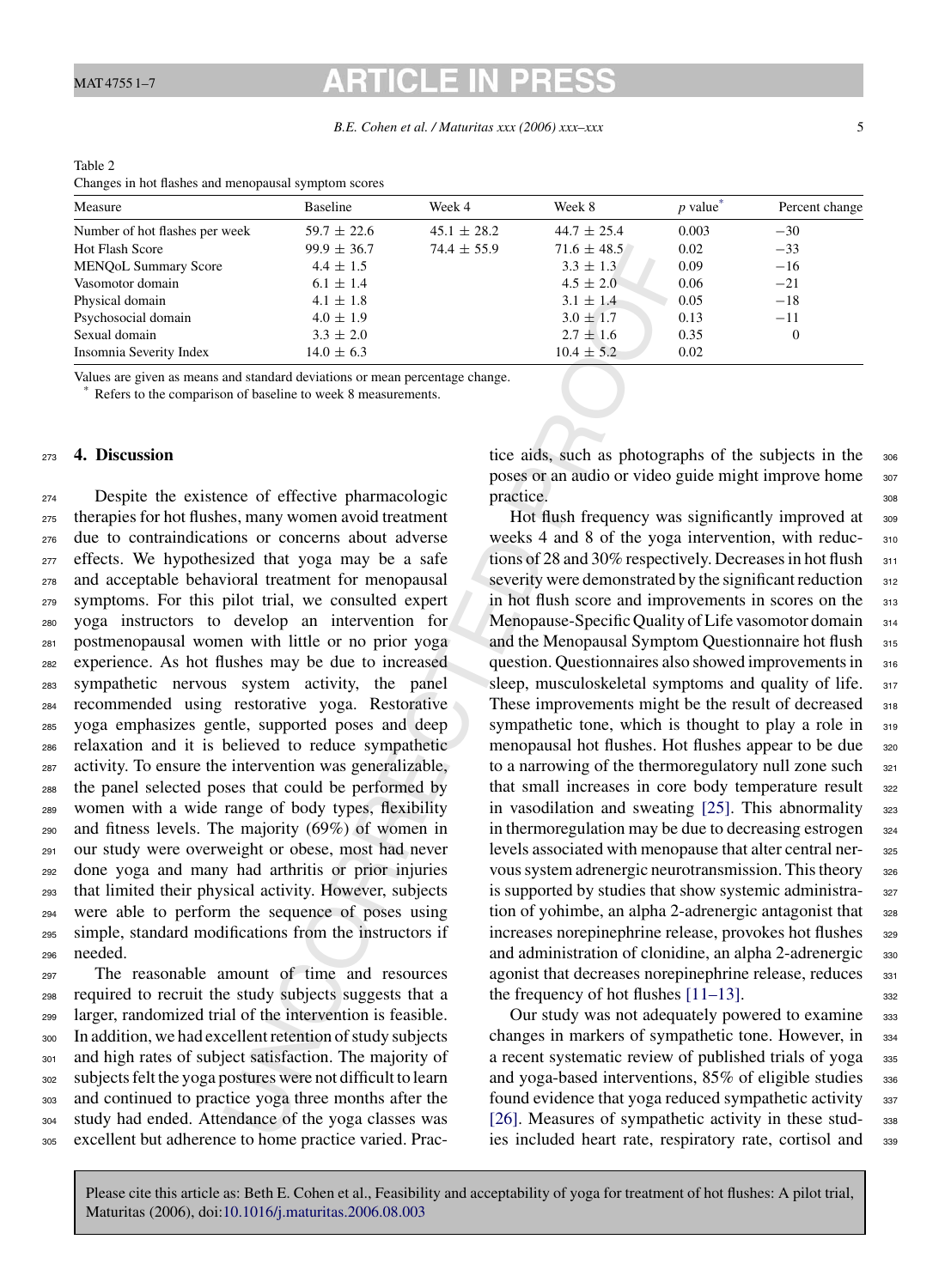Table 2
Changes in hot flashes and menopausal symptom scores

| Measure | Baseline | Week 4 | Week 8 | p value* | Percent change |
|---|---|---|---|---|---|
| Number of hot flashes per week | 59.7 ± 22.6 | 45.1 ± 28.2 | 44.7 ± 25.4 | 0.003 | −30 |
| Hot Flash Score | 99.9 ± 36.7 | 74.4 ± 55.9 | 71.6 ± 48.5 | 0.02 | −33 |
| MENQoL Summary Score | 4.4 ± 1.5 | | 3.3 ± 1.3 | 0.09 | −16 |
| Vasomotor domain | 6.1 ± 1.4 | | 4.5 ± 2.0 | 0.06 | −21 |
| Physical domain | 4.1 ± 1.8 | | 3.1 ± 1.4 | 0.05 | −18 |
| Psychosocial domain | 4.0 ± 1.9 | | 3.0 ± 1.7 | 0.13 | −11 |
| Sexual domain | 3.3 ± 2.0 | | 2.7 ± 1.6 | 0.35 | 0 |
| Insomnia Severity Index | 14.0 ± 6.3 | | 10.4 ± 5.2 | 0.02 | |

Values are given as means and standard deviations or mean percentage change.
\* Refers to the comparison of baseline to week 8 measurements.

## 4. Discussion

Despite the existence of effective pharmacologic therapies for hot flushes, many women avoid treatment due to contraindications or concerns about adverse effects. We hypothesized that yoga may be a safe and acceptable behavioral treatment for menopausal symptoms. For this pilot trial, we consulted expert yoga instructors to develop an intervention for postmenopausal women with little or no prior yoga experience. As hot flushes may be due to increased sympathetic nervous system activity, the panel recommended using restorative yoga. Restorative yoga emphasizes gentle, supported poses and deep relaxation and it is believed to reduce sympathetic activity. To ensure the intervention was generalizable, the panel selected poses that could be performed by women with a wide range of body types, flexibility and fitness levels. The majority (69%) of women in our study were overweight or obese, most had never done yoga and many had arthritis or prior injuries that limited their physical activity. However, subjects were able to perform the sequence of poses using simple, standard modifications from the instructors if needed.

The reasonable amount of time and resources required to recruit the study subjects suggests that a larger, randomized trial of the intervention is feasible. In addition, we had excellent retention of study subjects and high rates of subject satisfaction. The majority of subjects felt the yoga postures were not difficult to learn and continued to practice yoga three months after the study had ended. Attendance of the yoga classes was excellent but adherence to home practice varied. Practice aids, such as photographs of the subjects in the poses or an audio or video guide might improve home practice.

Hot flush frequency was significantly improved at weeks 4 and 8 of the yoga intervention, with reductions of 28 and 30% respectively. Decreases in hot flush severity were demonstrated by the significant reduction in hot flush score and improvements in scores on the Menopause-Specific Quality of Life vasomotor domain and the Menopausal Symptom Questionnaire hot flush question. Questionnaires also showed improvements in sleep, musculoskeletal symptoms and quality of life. These improvements might be the result of decreased sympathetic tone, which is thought to play a role in menopausal hot flushes. Hot flushes appear to be due to a narrowing of the thermoregulatory null zone such that small increases in core body temperature result in vasodilation and sweating [25]. This abnormality in thermoregulation may be due to decreasing estrogen levels associated with menopause that alter central nervous system adrenergic neurotransmission. This theory is supported by studies that show systemic administration of yohimbe, an alpha 2-adrenergic antagonist that increases norepinephrine release, provokes hot flushes and administration of clonidine, an alpha 2-adrenergic agonist that decreases norepinephrine release, reduces the frequency of hot flushes [11–13].

Our study was not adequately powered to examine changes in markers of sympathetic tone. However, in a recent systematic review of published trials of yoga and yoga-based interventions, 85% of eligible studies found evidence that yoga reduced sympathetic activity [26]. Measures of sympathetic activity in these studies included heart rate, respiratory rate, cortisol and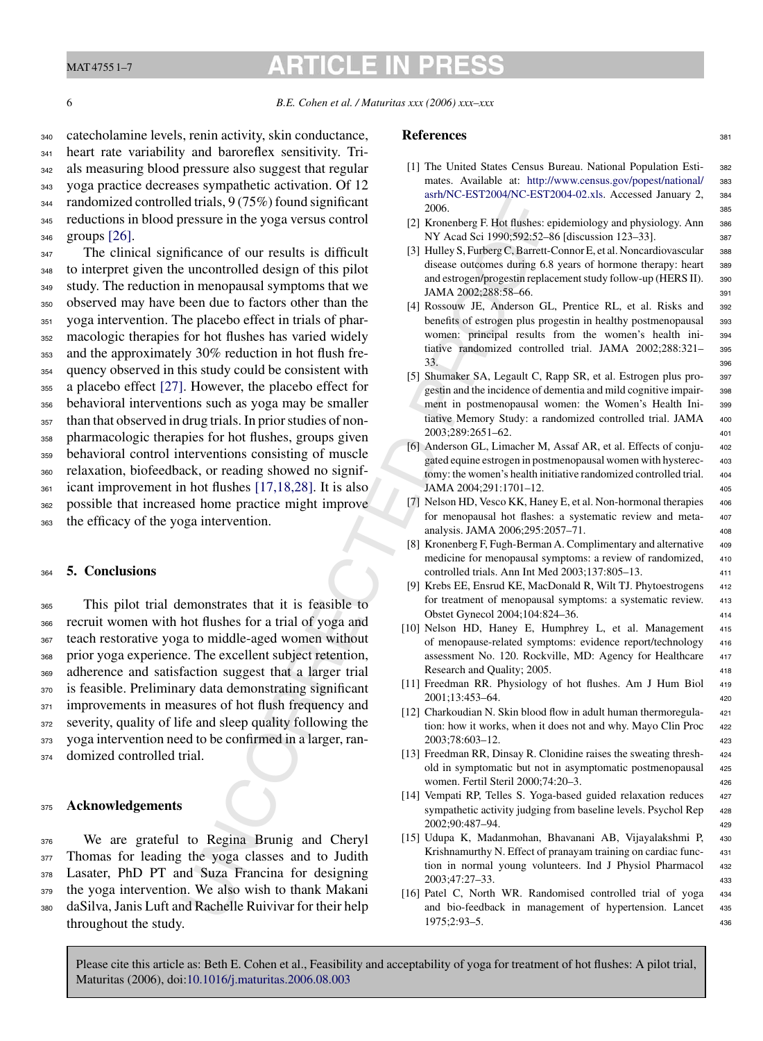catecholamine levels, renin activity, skin conductance, heart rate variability and baroreflex sensitivity. Trials measuring blood pressure also suggest that regular yoga practice decreases sympathetic activation. Of 12 randomized controlled trials, 9 (75%) found significant reductions in blood pressure in the yoga versus control groups [26].

The clinical significance of our results is difficult to interpret given the uncontrolled design of this pilot study. The reduction in menopausal symptoms that we observed may have been due to factors other than the yoga intervention. The placebo effect in trials of pharmacologic therapies for hot flushes has varied widely and the approximately 30% reduction in hot flush frequency observed in this study could be consistent with a placebo effect [27]. However, the placebo effect for behavioral interventions such as yoga may be smaller than that observed in drug trials. In prior studies of nonpharmacologic therapies for hot flushes, groups given behavioral control interventions consisting of muscle relaxation, biofeedback, or reading showed no significant improvement in hot flushes [17,18,28]. It is also possible that increased home practice might improve the efficacy of the yoga intervention.

## 5. Conclusions

This pilot trial demonstrates that it is feasible to recruit women with hot flushes for a trial of yoga and teach restorative yoga to middle-aged women without prior yoga experience. The excellent subject retention, adherence and satisfaction suggest that a larger trial is feasible. Preliminary data demonstrating significant improvements in measures of hot flush frequency and severity, quality of life and sleep quality following the yoga intervention need to be confirmed in a larger, randomized controlled trial.

## Acknowledgements

We are grateful to Regina Brunig and Cheryl Thomas for leading the yoga classes and to Judith Lasater, PhD PT and Suza Francina for designing the yoga intervention. We also wish to thank Makani daSilva, Janis Luft and Rachelle Ruivivar for their help throughout the study.

## References

[1] The United States Census Bureau. National Population Estimates. Available at: http://www.census.gov/popest/national/asrh/NC-EST2004/NC-EST2004-02.xls. Accessed January 2, 2006.

[2] Kronenberg F. Hot flushes: epidemiology and physiology. Ann NY Acad Sci 1990;592:52–86 [discussion 123–33].

[3] Hulley S, Furberg C, Barrett-Connor E, et al. Noncardiovascular disease outcomes during 6.8 years of hormone therapy: heart and estrogen/progestin replacement study follow-up (HERS II). JAMA 2002;288:58–66.

[4] Rossouw JE, Anderson GL, Prentice RL, et al. Risks and benefits of estrogen plus progestin in healthy postmenopausal women: principal results from the women's health initiative randomized controlled trial. JAMA 2002;288:321–33.

[5] Shumaker SA, Legault C, Rapp SR, et al. Estrogen plus progestin and the incidence of dementia and mild cognitive impairment in postmenopausal women: the Women's Health Initiative Memory Study: a randomized controlled trial. JAMA 2003;289:2651–62.

[6] Anderson GL, Limacher M, Assaf AR, et al. Effects of conjugated equine estrogen in postmenopausal women with hysterectomy: the women's health initiative randomized controlled trial. JAMA 2004;291:1701–12.

[7] Nelson HD, Vesco KK, Haney E, et al. Non-hormonal therapies for menopausal hot flashes: a systematic review and meta-analysis. JAMA 2006;295:2057–71.

[8] Kronenberg F, Fugh-Berman A. Complimentary and alternative medicine for menopausal symptoms: a review of randomized, controlled trials. Ann Int Med 2003;137:805–13.

[9] Krebs EE, Ensrud KE, MacDonald R, Wilt TJ. Phytoestrogens for treatment of menopausal symptoms: a systematic review. Obstet Gynecol 2004;104:824–36.

[10] Nelson HD, Haney E, Humphrey L, et al. Management of menopause-related symptoms: evidence report/technology assessment No. 120. Rockville, MD: Agency for Healthcare Research and Quality; 2005.

[11] Freedman RR. Physiology of hot flushes. Am J Hum Biol 2001;13:453–64.

[12] Charkoudian N. Skin blood flow in adult human thermoregulation: how it works, when it does not and why. Mayo Clin Proc 2003;78:603–12.

[13] Freedman RR, Dinsay R. Clonidine raises the sweating threshold in symptomatic but not in asymptomatic postmenopausal women. Fertil Steril 2000;74:20–3.

[14] Vempati RP, Telles S. Yoga-based guided relaxation reduces sympathetic activity judging from baseline levels. Psychol Rep 2002;90:487–94.

[15] Udupa K, Madanmohan, Bhavanani AB, Vijayalakshmi P, Krishnamurthy N. Effect of pranayam training on cardiac function in normal young volunteers. Ind J Physiol Pharmacol 2003;47:27–33.

[16] Patel C, North WR. Randomised controlled trial of yoga and bio-feedback in management of hypertension. Lancet 1975;2:93–5.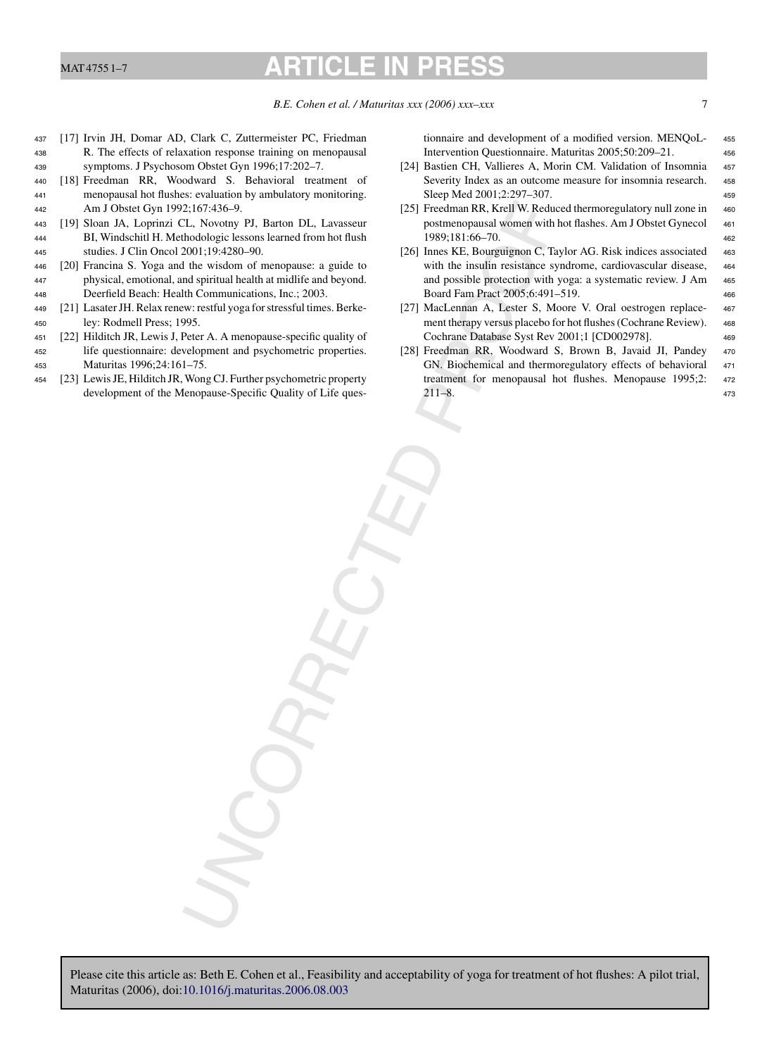[17] Irvin JH, Domar AD, Clark C, Zuttermeister PC, Friedman R. The effects of relaxation response training on menopausal symptoms. J Psychosom Obstet Gyn 1996;17:202–7.

[18] Freedman RR, Woodward S. Behavioral treatment of menopausal hot flushes: evaluation by ambulatory monitoring. Am J Obstet Gyn 1992;167:436–9.

[19] Sloan JA, Loprinzi CL, Novotny PJ, Barton DL, Lavasseur BI, Windschitl H. Methodologic lessons learned from hot flush studies. J Clin Oncol 2001;19:4280–90.

[20] Francina S. Yoga and the wisdom of menopause: a guide to physical, emotional, and spiritual health at midlife and beyond. Deerfield Beach: Health Communications, Inc.; 2003.

[21] Lasater JH. Relax renew: restful yoga for stressful times. Berkeley: Rodmell Press; 1995.

[22] Hilditch JR, Lewis J, Peter A. A menopause-specific quality of life questionnaire: development and psychometric properties. Maturitas 1996;24:161–75.

[23] Lewis JE, Hilditch JR, Wong CJ. Further psychometric property development of the Menopause-Specific Quality of Life questionnaire and development of a modified version. MENQoL-Intervention Questionnaire. Maturitas 2005;50:209–21.

[24] Bastien CH, Vallieres A, Morin CM. Validation of Insomnia Severity Index as an outcome measure for insomnia research. Sleep Med 2001;2:297–307.

[25] Freedman RR, Krell W. Reduced thermoregulatory null zone in postmenopausal women with hot flashes. Am J Obstet Gynecol 1989;181:66–70.

[26] Innes KE, Bourguignon C, Taylor AG. Risk indices associated with the insulin resistance syndrome, cardiovascular disease, and possible protection with yoga: a systematic review. J Am Board Fam Pract 2005;6:491–519.

[27] MacLennan A, Lester S, Moore V. Oral oestrogen replacement therapy versus placebo for hot flushes (Cochrane Review). Cochrane Database Syst Rev 2001;1 [CD002978].

[28] Freedman RR, Woodward S, Brown B, Javaid JI, Pandey GN. Biochemical and thermoregulatory effects of behavioral treatment for menopausal hot flushes. Menopause 1995;2: 211–8.